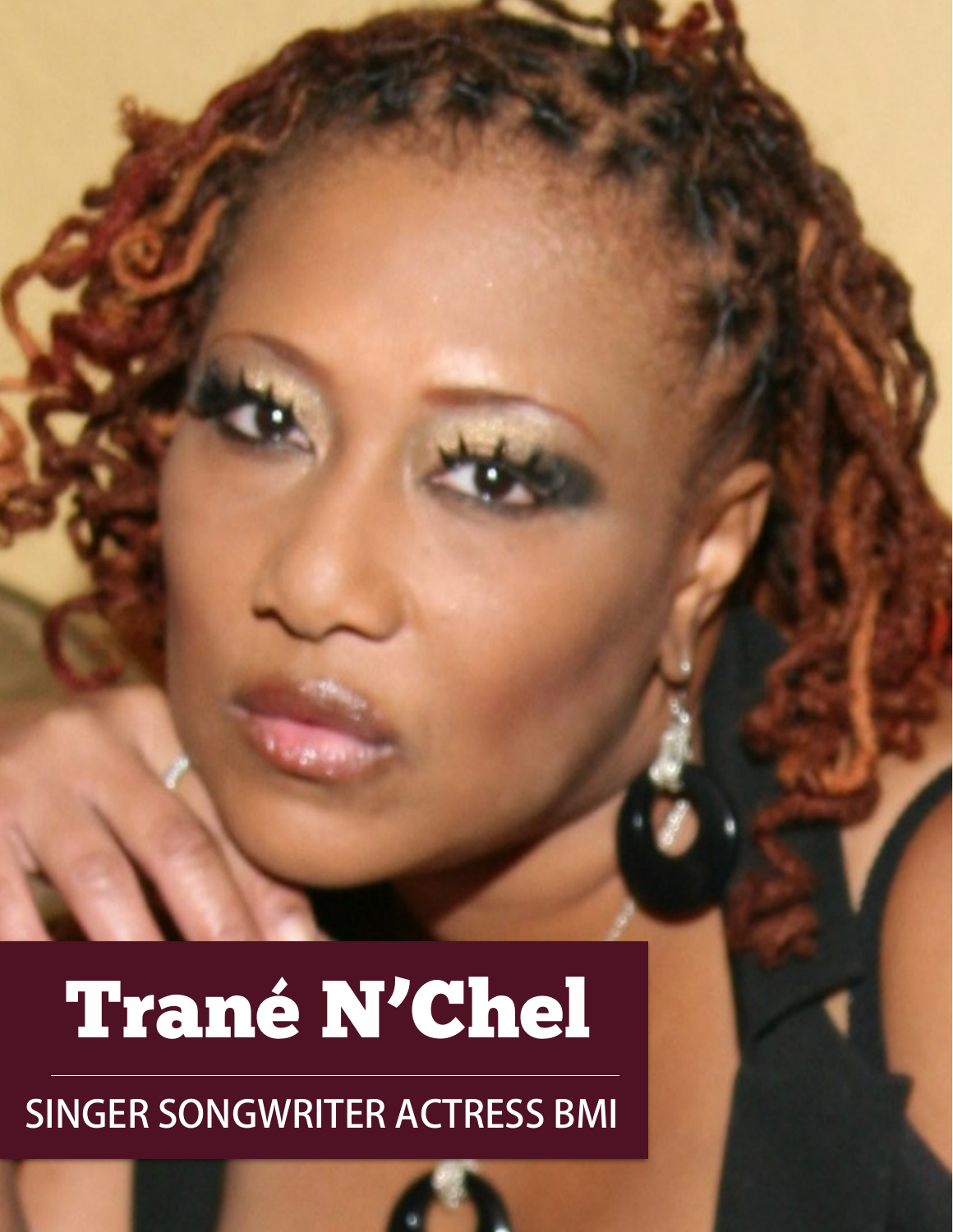# Trané N'Chel

SINGER SONGWRITER ACTRESS BMI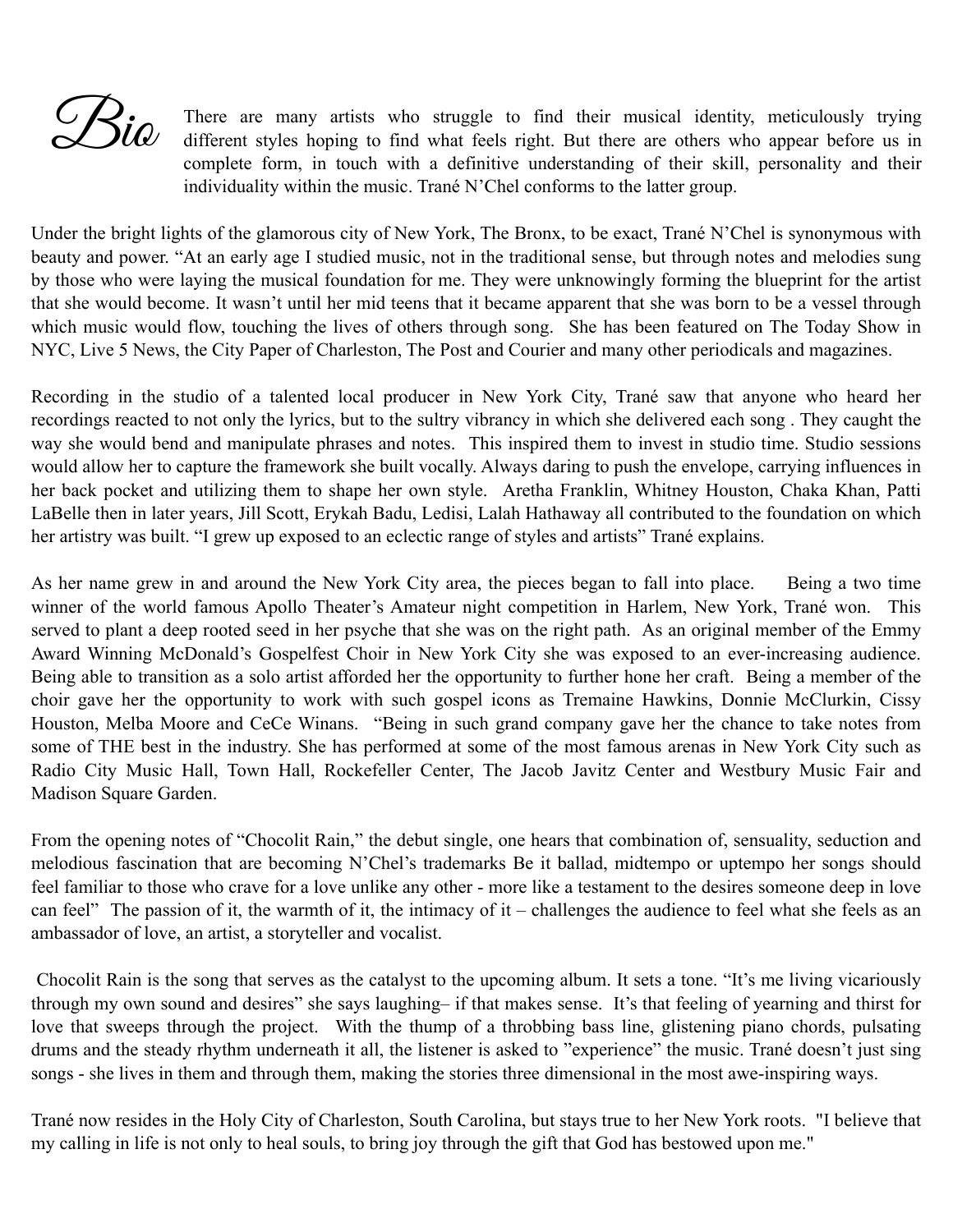# *Bio*

There are many artists who struggle to find their musical identity, meticulously trying different styles hoping to find what feels right. But there are others who appear before us in complete form, in touch with a definitive understanding of their skill, personality and their individuality within the music. Trané N'Chel conforms to the latter group.

Under the bright lights of the glamorous city of New York, The Bronx, to be exact, Trané N'Chel is synonymous with beauty and power. "At an early age I studied music, not in the traditional sense, but through notes and melodies sung by those who were laying the musical foundation for me. They were unknowingly forming the blueprint for the artist that she would become. It wasn't until her mid teens that it became apparent that she was born to be a vessel through which music would flow, touching the lives of others through song. She has been featured on The Today Show in NYC, Live 5 News, the City Paper of Charleston, The Post and Courier and many other periodicals and magazines.

Recording in the studio of a talented local producer in New York City, Trané saw that anyone who heard her recordings reacted to not only the lyrics, but to the sultry vibrancy in which she delivered each song . They caught the way she would bend and manipulate phrases and notes. This inspired them to invest in studio time. Studio sessions would allow her to capture the framework she built vocally. Always daring to push the envelope, carrying influences in her back pocket and utilizing them to shape her own style. Aretha Franklin, Whitney Houston, Chaka Khan, Patti LaBelle then in later years, Jill Scott, Erykah Badu, Ledisi, Lalah Hathaway all contributed to the foundation on which her artistry was built. "I grew up exposed to an eclectic range of styles and artists" Trané explains.

As her name grew in and around the New York City area, the pieces began to fall into place. Being a two time winner of the world famous Apollo Theater's Amateur night competition in Harlem, New York, Trané won. This served to plant a deep rooted seed in her psyche that she was on the right path. As an original member of the Emmy Award Winning McDonald's Gospelfest Choir in New York City she was exposed to an ever-increasing audience. Being able to transition as a solo artist afforded her the opportunity to further hone her craft. Being a member of the choir gave her the opportunity to work with such gospel icons as Tremaine Hawkins, Donnie McClurkin, Cissy Houston, Melba Moore and CeCe Winans. "Being in such grand company gave her the chance to take notes from some of THE best in the industry. She has performed at some of the most famous arenas in New York City such as Radio City Music Hall, Town Hall, Rockefeller Center, The Jacob Javitz Center and Westbury Music Fair and Madison Square Garden.

From the opening notes of "Chocolit Rain," the debut single, one hears that combination of, sensuality, seduction and melodious fascination that are becoming N'Chel's trademarks Be it ballad, midtempo or uptempo her songs should feel familiar to those who crave for a love unlike any other - more like a testament to the desires someone deep in love can feel" The passion of it, the warmth of it, the intimacy of it – challenges the audience to feel what she feels as an ambassador of love, an artist, a storyteller and vocalist.

Chocolit Rain is the song that serves as the catalyst to the upcoming album. It sets a tone. "It's me living vicariously through my own sound and desires" she says laughing– if that makes sense. It's that feeling of yearning and thirst for love that sweeps through the project. With the thump of a throbbing bass line, glistening piano chords, pulsating drums and the steady rhythm underneath it all, the listener is asked to "experience" the music. Trané doesn't just sing songs - she lives in them and through them, making the stories three dimensional in the most awe-inspiring ways.

Trané now resides in the Holy City of Charleston, South Carolina, but stays true to her New York roots. "I believe that my calling in life is not only to heal souls, to bring joy through the gift that God has bestowed upon me."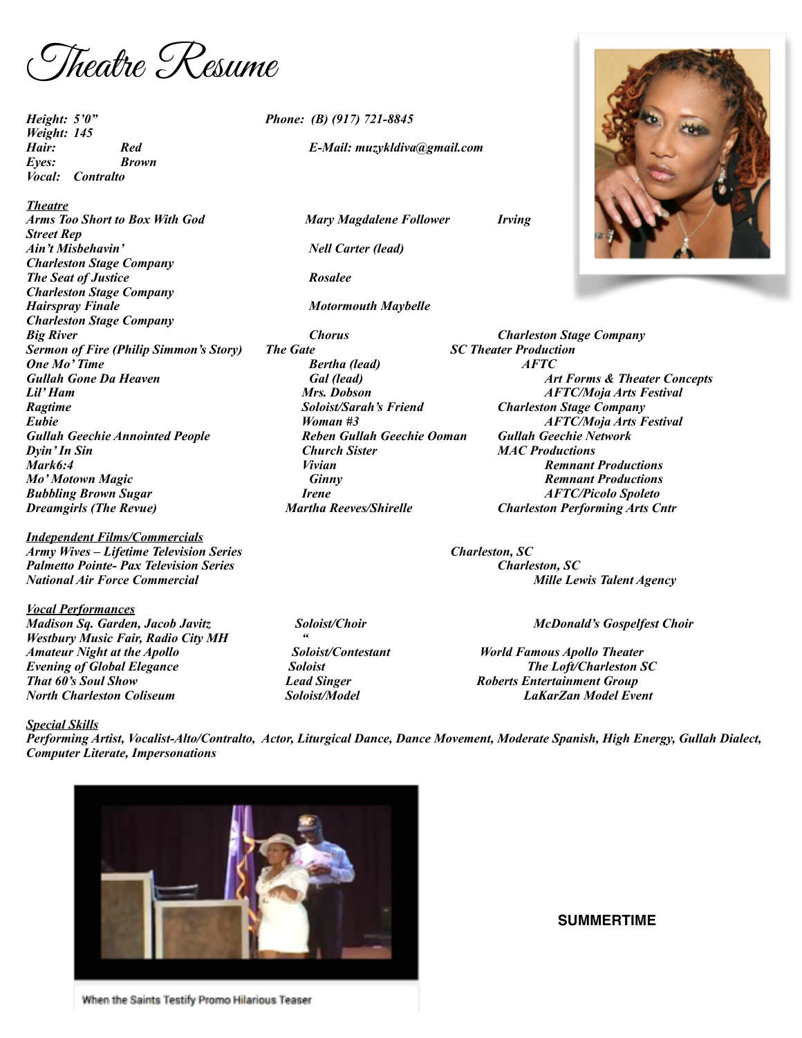# Theatre Resume

***Height: 5'0"***
***Weight: 145***
***Hair: Red***
***Eyes: Brown***
***Vocal: Contralto***

***Phone: (B) (917) 721-8845***
***E-Mail: muzykldiva@gmail.com***

## *Theatre*

| | | |
|---|---|---|
| ***Arms Too Short to Box With God*** | ***Mary Magdalene Follower*** | ***Irving Street Rep*** |
| ***Ain't Misbehavin'*** | ***Nell Carter (lead)*** | ***Charleston Stage Company*** |
| ***The Seat of Justice*** | ***Rosalee*** | ***Charleston Stage Company*** |
| ***Hairspray Finale*** | ***Motormouth Maybelle*** | ***Charleston Stage Company*** |
| ***Big River*** | ***Chorus*** | ***Charleston Stage Company*** |
| ***Sermon of Fire (Philip Simmon's Story)*** | ***The Gate*** | ***SC Theater Production*** |
| ***One Mo' Time*** | ***Bertha (lead)*** | ***AFTC*** |
| ***Gullah Gone Da Heaven*** | ***Gal (lead)*** | ***Art Forms & Theater Concepts*** |
| ***Lil' Ham*** | ***Mrs. Dobson*** | ***AFTC/Moja Arts Festival*** |
| ***Ragtime*** | ***Soloist/Sarah's Friend*** | ***Charleston Stage Company*** |
| ***Eubie*** | ***Woman #3*** | ***AFTC/Moja Arts Festival*** |
| ***Gullah Geechie Annointed People*** | ***Reben Gullah Geechie Ooman*** | ***Gullah Geechie Network*** |
| ***Dyin' In Sin*** | ***Church Sister*** | ***MAC Productions*** |
| ***Mark6:4*** | ***Vivian*** | ***Remnant Productions*** |
| ***Mo' Motown Magic*** | ***Ginny*** | ***Remnant Productions*** |
| ***Bubbling Brown Sugar*** | ***Irene*** | ***AFTC/Picolo Spoleto*** |
| ***Dreamgirls (The Revue)*** | ***Martha Reeves/Shirelle*** | ***Charleston Performing Arts Cntr*** |

## *Independent Films/Commercials*

| | |
|---|---|
| ***Army Wives – Lifetime Television Series*** | ***Charleston, SC*** |
| ***Palmetto Pointe- Pax Television Series*** | ***Charleston, SC*** |
| ***National Air Force Commercial*** | ***Mille Lewis Talent Agency*** |

## *Vocal Performances*

| | | |
|---|---|---|
| ***Madison Sq. Garden, Jacob Javitz*** | ***Soloist/Choir*** | ***McDonald's Gospelfest Choir*** |
| ***Westbury Music Fair, Radio City MH*** | ***"*** | |
| ***Amateur Night at the Apollo*** | ***Soloist/Contestant*** | ***World Famous Apollo Theater*** |
| ***Evening of Global Elegance*** | ***Soloist*** | ***The Loft/Charleston SC*** |
| ***That 60's Soul Show*** | ***Lead Singer*** | ***Roberts Entertainment Group*** |
| ***North Charleston Coliseum*** | ***Soloist/Model*** | ***LaKarZan Model Event*** |

## *Special Skills*

***Performing Artist, Vocalist-Alto/Contralto, Actor, Liturgical Dance, Dance Movement, Moderate Spanish, High Energy, Gullah Dialect, Computer Literate, Impersonations***

When the Saints Testify Promo Hilarious Teaser

**SUMMERTIME**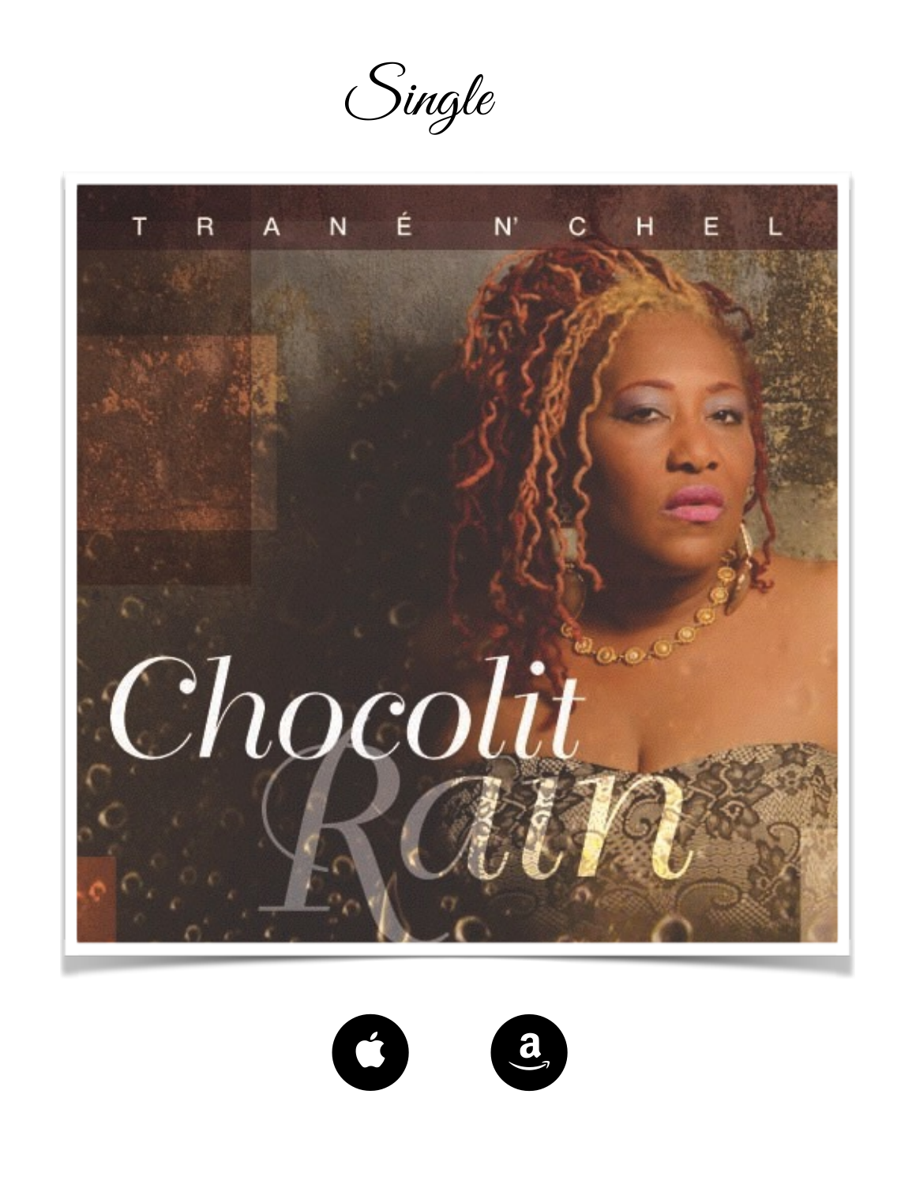*Single*

TRANÉ N' CHEL

Chocolit Rain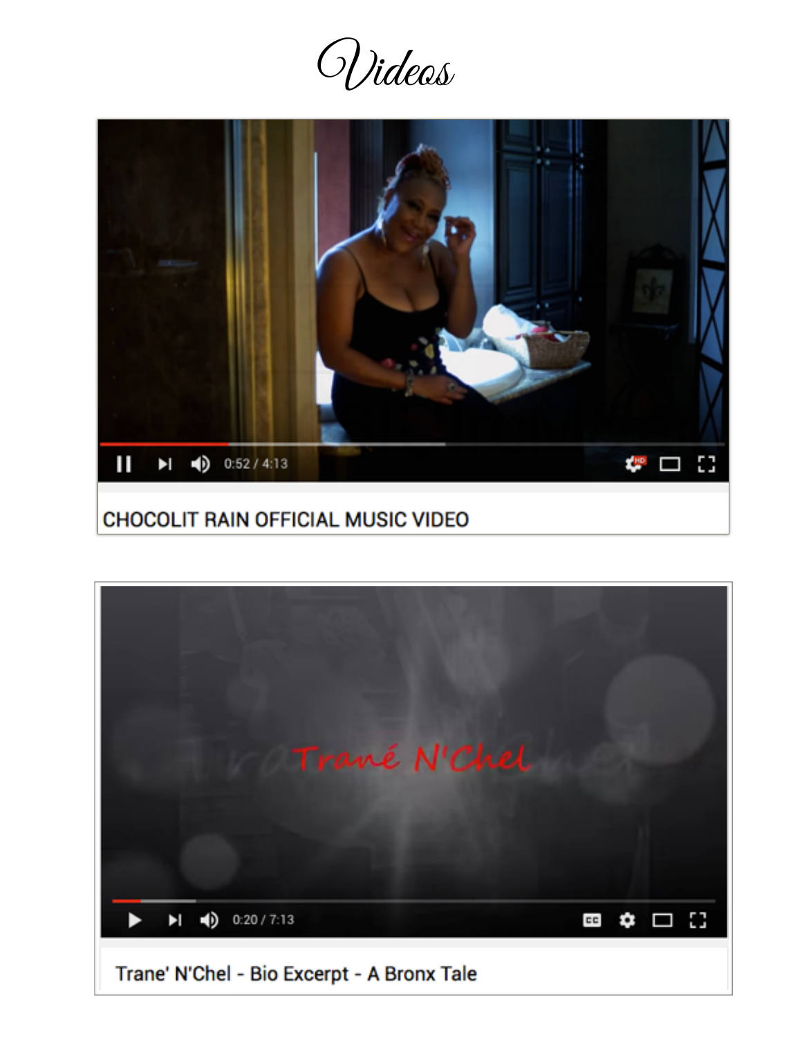# Videos

CHOCOLIT RAIN OFFICIAL MUSIC VIDEO

Trane' N'Chel - Bio Excerpt - A Bronx Tale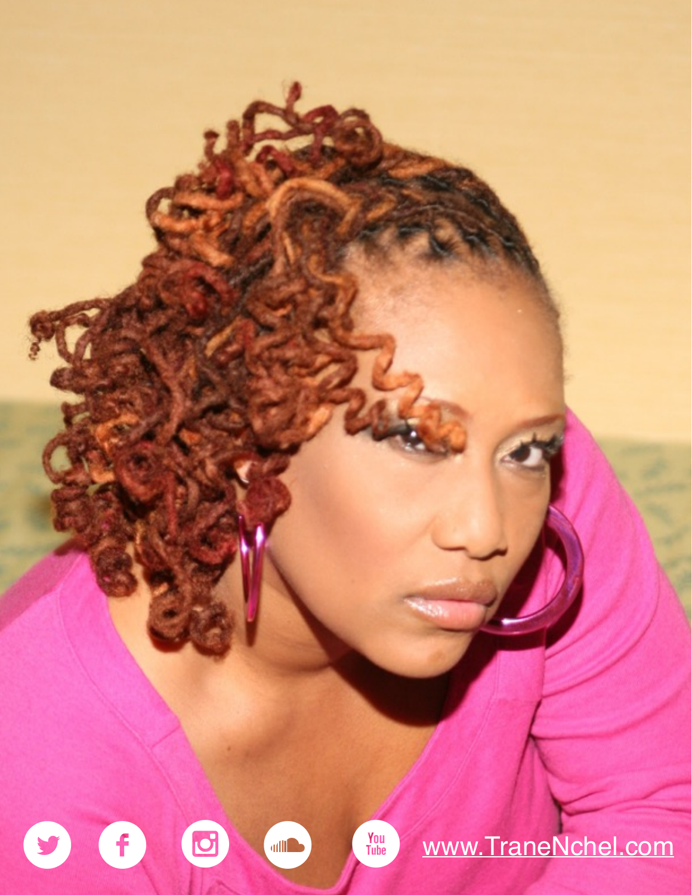www.TraneNchel.com